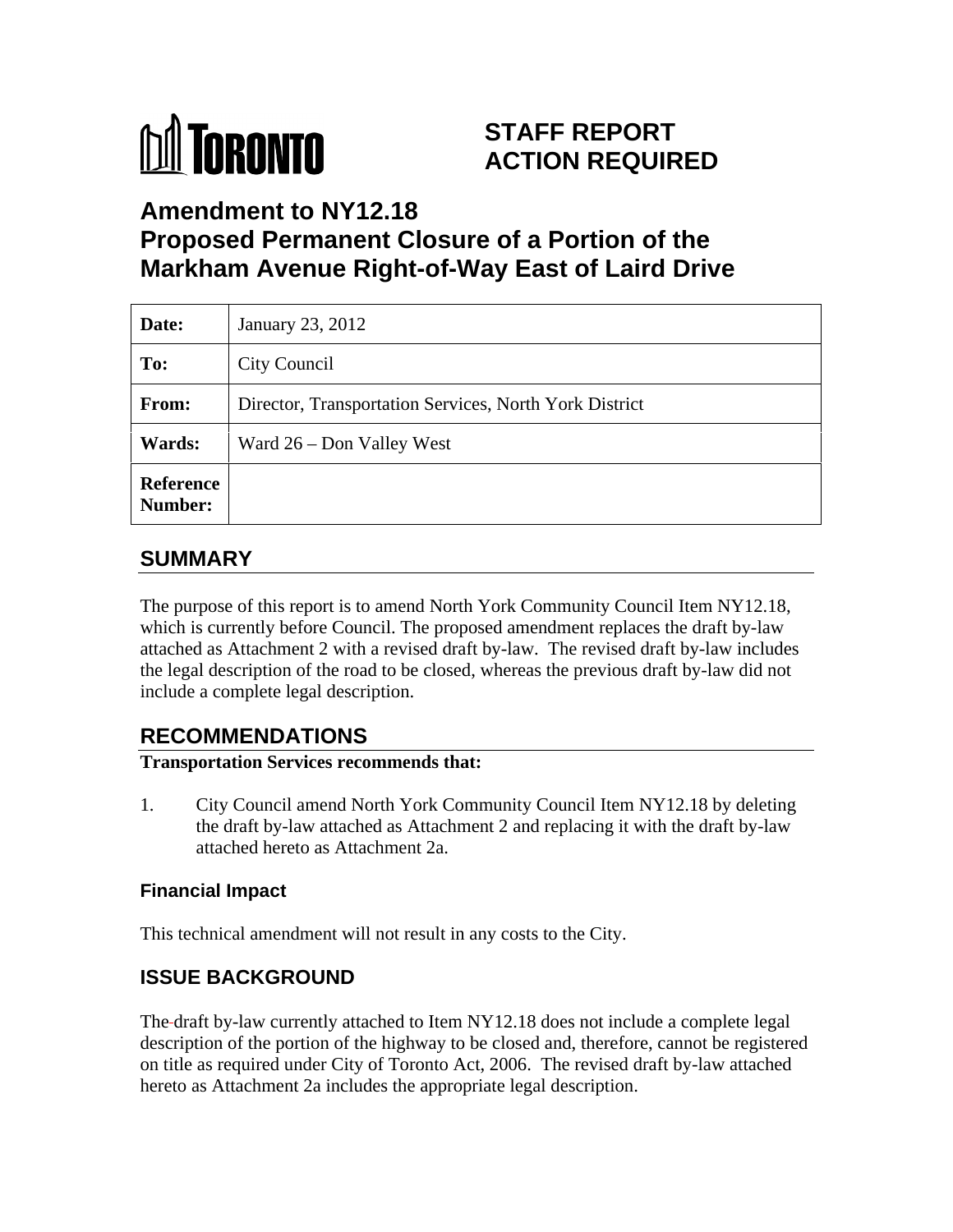TORONTO

# STAFF REPORT ACTION REQUIRED

# Amendment to NY12.18 Proposed Permanent Closure of a Portion of the Markham Avenue Right-of-Way East of Laird Drive

| | |
|---|---|
| **Date:** | January 23, 2012 |
| **To:** | City Council |
| **From:** | Director, Transportation Services, North York District |
| **Wards:** | Ward 26 – Don Valley West |
| **Reference Number:** | |

## SUMMARY

The purpose of this report is to amend North York Community Council Item NY12.18, which is currently before Council. The proposed amendment replaces the draft by-law attached as Attachment 2 with a revised draft by-law. The revised draft by-law includes the legal description of the road to be closed, whereas the previous draft by-law did not include a complete legal description.

## RECOMMENDATIONS

**Transportation Services recommends that:**

1. City Council amend North York Community Council Item NY12.18 by deleting the draft by-law attached as Attachment 2 and replacing it with the draft by-law attached hereto as Attachment 2a.

### Financial Impact

This technical amendment will not result in any costs to the City.

## ISSUE BACKGROUND

The draft by-law currently attached to Item NY12.18 does not include a complete legal description of the portion of the highway to be closed and, therefore, cannot be registered on title as required under City of Toronto Act, 2006. The revised draft by-law attached hereto as Attachment 2a includes the appropriate legal description.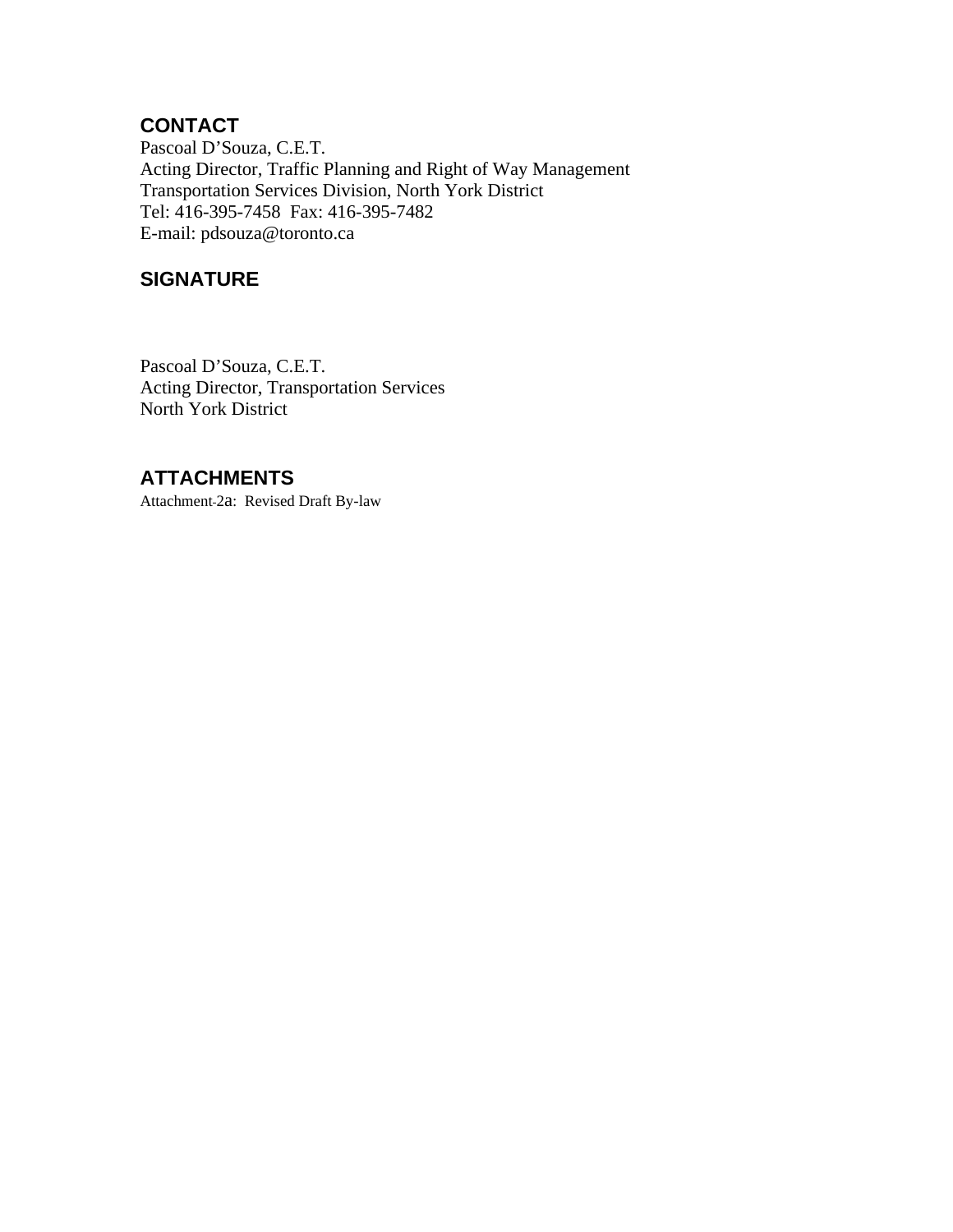## CONTACT

Pascoal D'Souza, C.E.T.
Acting Director, Traffic Planning and Right of Way Management
Transportation Services Division, North York District
Tel: 416-395-7458  Fax: 416-395-7482
E-mail: pdsouza@toronto.ca

## SIGNATURE

Pascoal D'Souza, C.E.T.
Acting Director, Transportation Services
North York District

## ATTACHMENTS

Attachment 2a:  Revised Draft By-law